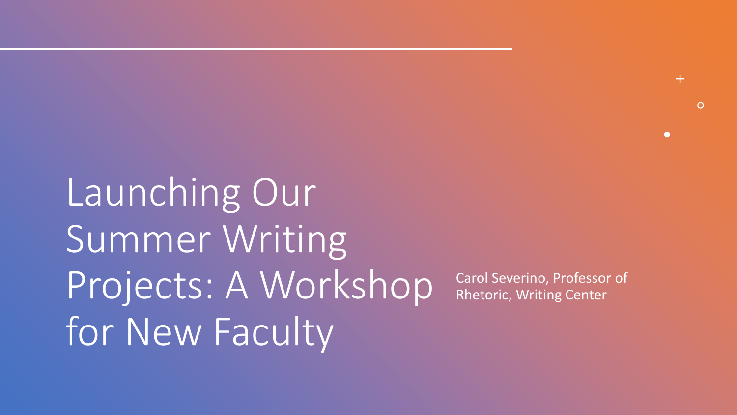# Launching Our Summer Writing Projects: A Workshop for New Faculty

Carol Severino, Professor of Rhetoric, Writing Center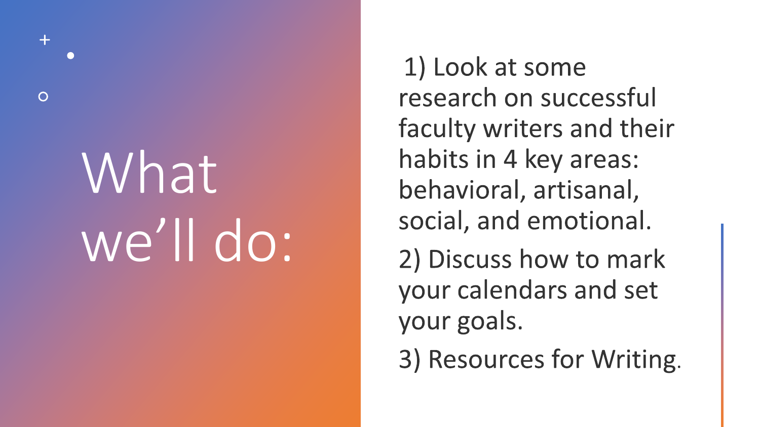# What we'll do:

1) Look at some research on successful faculty writers and their habits in 4 key areas: behavioral, artisanal, social, and emotional.

2) Discuss how to mark your calendars and set your goals.

3) Resources for Writing.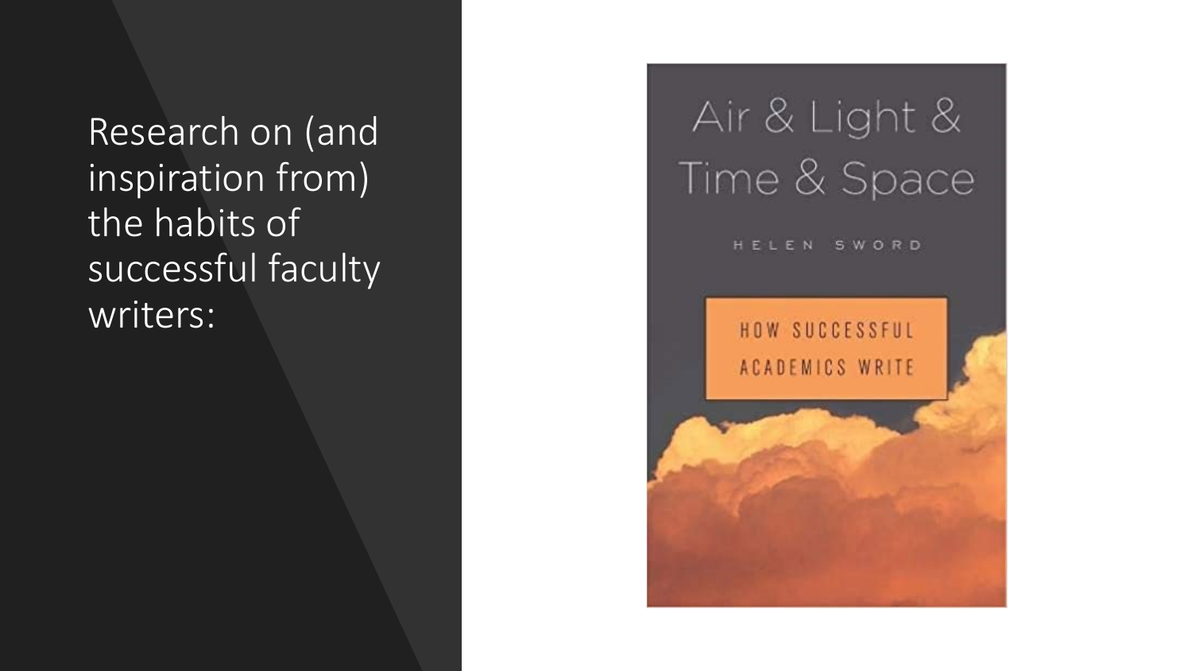Research on (and inspiration from) the habits of successful faculty writers:

Air & Light & Time & Space

HELEN SWORD

HOW SUCCESSFUL ACADEMICS WRITE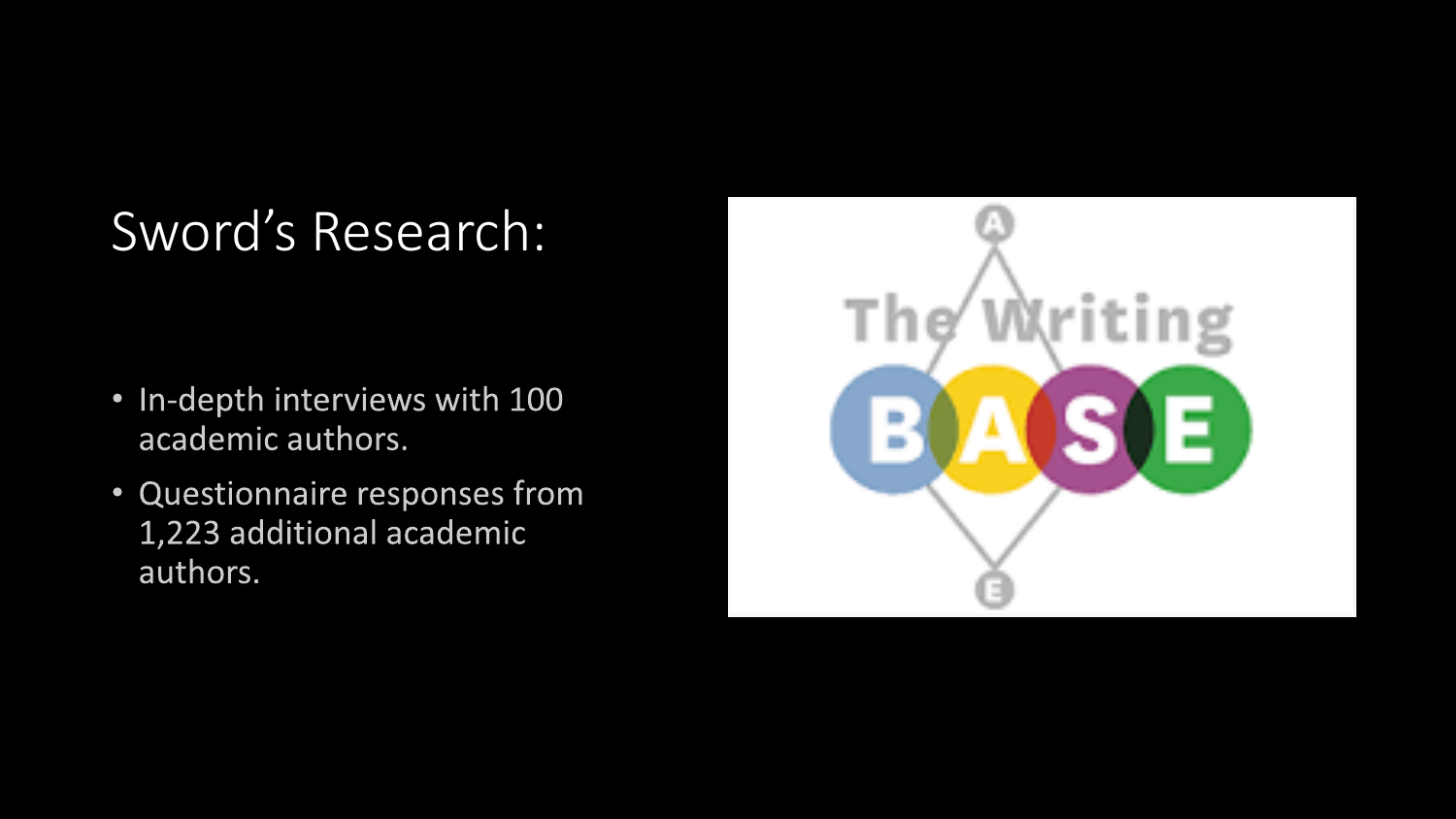# Sword's Research:

- In-depth interviews with 100 academic authors.
- Questionnaire responses from 1,223 additional academic authors.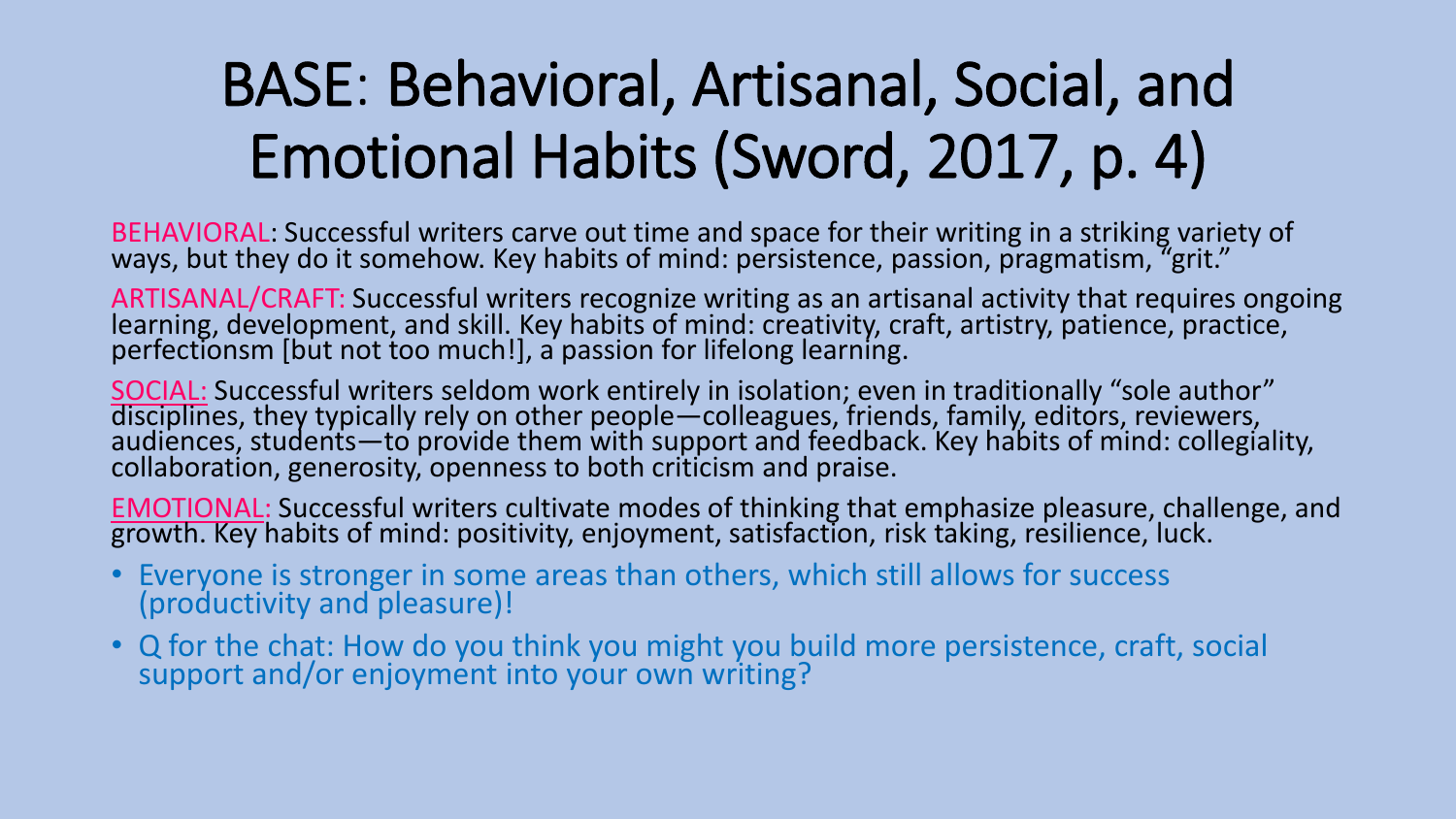# BASE: Behavioral, Artisanal, Social, and Emotional Habits (Sword, 2017, p. 4)

BEHAVIORAL: Successful writers carve out time and space for their writing in a striking variety of ways, but they do it somehow. Key habits of mind: persistence, passion, pragmatism, "grit."

ARTISANAL/CRAFT: Successful writers recognize writing as an artisanal activity that requires ongoing learning, development, and skill. Key habits of mind: creativity, craft, artistry, patience, practice, perfectionsm [but not too much!], a passion for lifelong learning.

SOCIAL: Successful writers seldom work entirely in isolation; even in traditionally "sole author" disciplines, they typically rely on other people—colleagues, friends, family, editors, reviewers, audiences, students—to provide them with support and feedback. Key habits of mind: collegiality, collaboration, generosity, openness to both criticism and praise.

EMOTIONAL: Successful writers cultivate modes of thinking that emphasize pleasure, challenge, and growth. Key habits of mind: positivity, enjoyment, satisfaction, risk taking, resilience, luck.

- Everyone is stronger in some areas than others, which still allows for success (productivity and pleasure)!
- Q for the chat: How do you think you might you build more persistence, craft, social support and/or enjoyment into your own writing?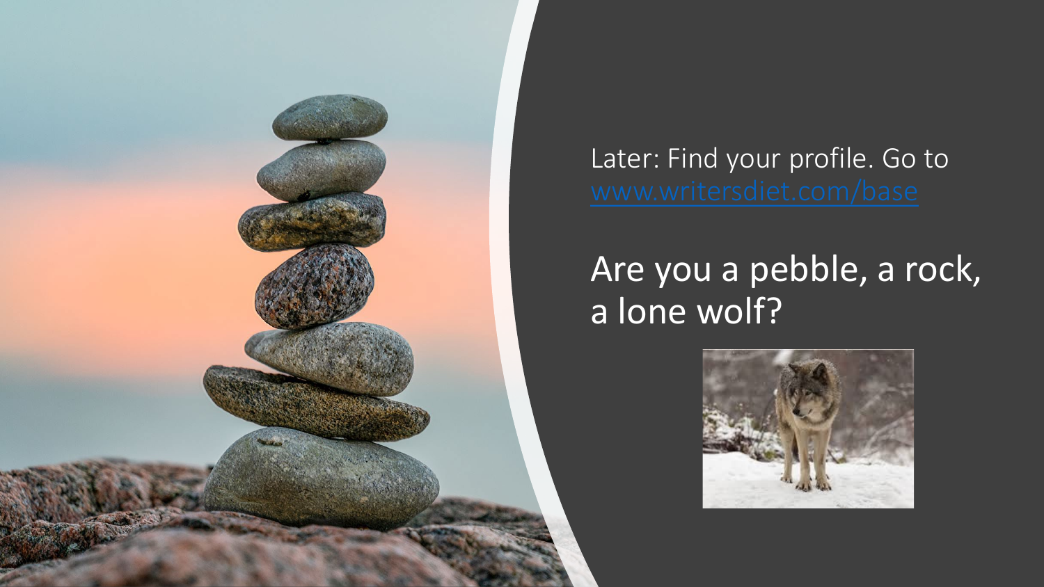Later: Find your profile. Go to [www.writersdiet.com/base](www.writersdiet.com/base)

## Are you a pebble, a rock, a lone wolf?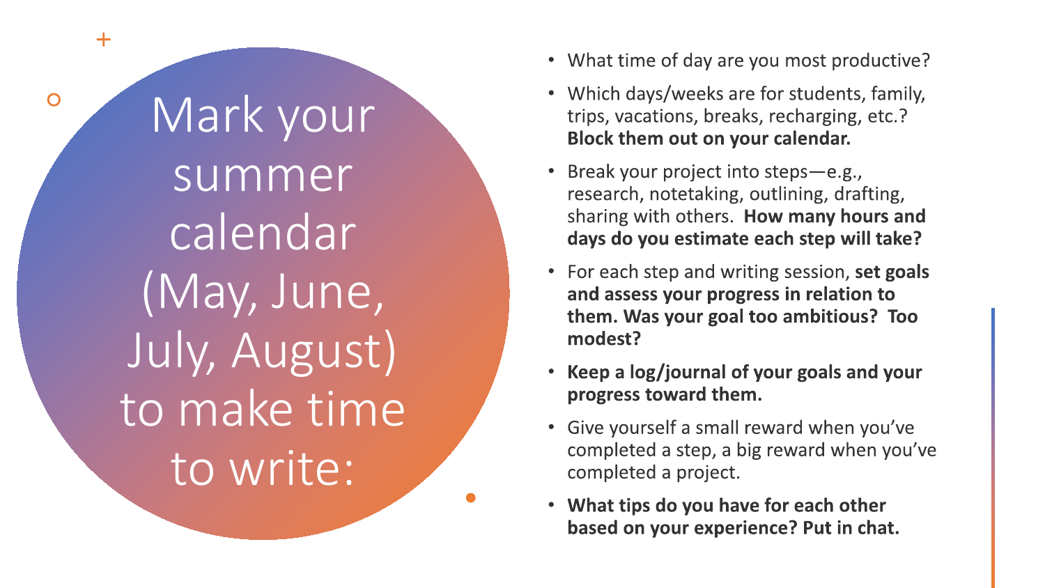# Mark your summer calendar (May, June, July, August) to make time to write:

- What time of day are you most productive?
- Which days/weeks are for students, family, trips, vacations, breaks, recharging, etc.? **Block them out on your calendar.**
- Break your project into steps—e.g., research, notetaking, outlining, drafting, sharing with others. **How many hours and days do you estimate each step will take?**
- For each step and writing session, **set goals and assess your progress in relation to them. Was your goal too ambitious? Too modest?**
- **Keep a log/journal of your goals and your progress toward them.**
- Give yourself a small reward when you've completed a step, a big reward when you've completed a project.
- **What tips do you have for each other based on your experience? Put in chat.**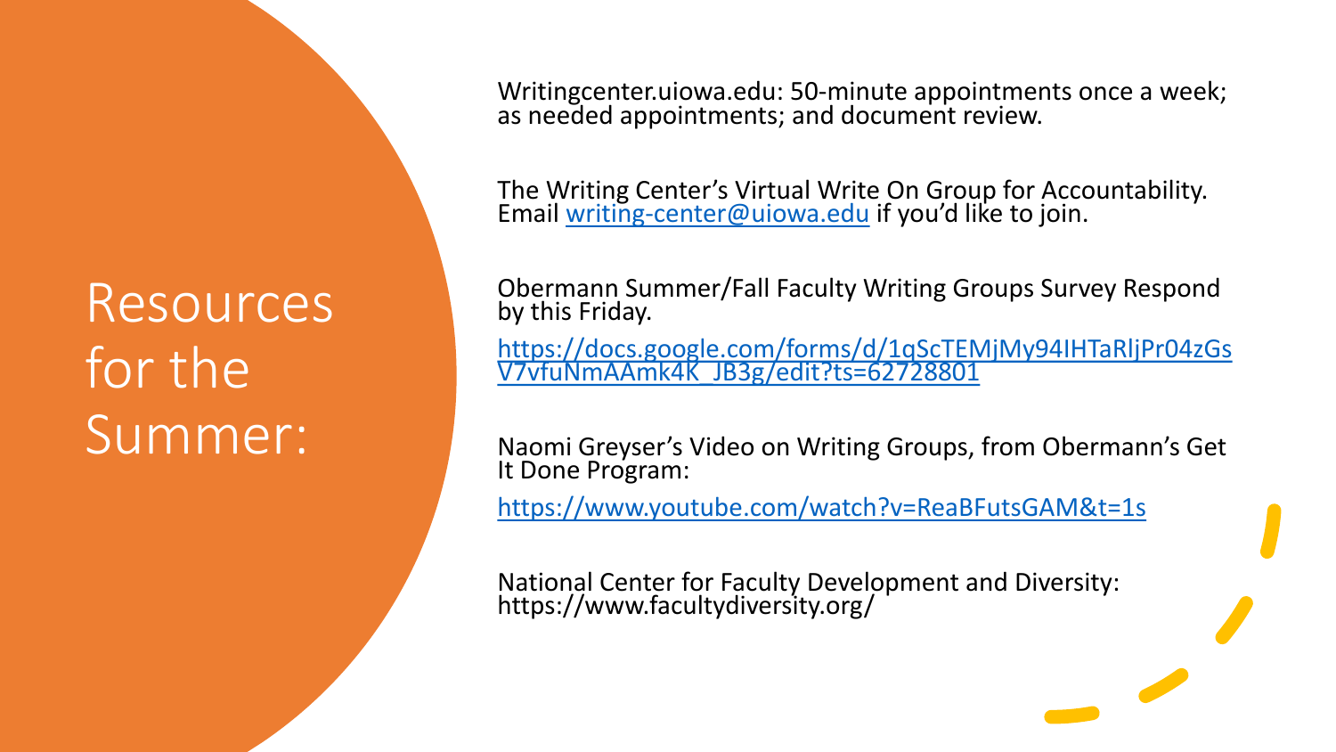# Resources for the Summer:

Writingcenter.uiowa.edu: 50-minute appointments once a week; as needed appointments; and document review.

The Writing Center's Virtual Write On Group for Accountability. Email writing-center@uiowa.edu if you'd like to join.

Obermann Summer/Fall Faculty Writing Groups Survey Respond by this Friday.

https://docs.google.com/forms/d/1qScTEMjMy94IHTaRljPr04zGsV7vfuNmAAmk4K_JB3g/edit?ts=62728801

Naomi Greyser's Video on Writing Groups, from Obermann's Get It Done Program:

https://www.youtube.com/watch?v=ReaBFutsGAM&t=1s

National Center for Faculty Development and Diversity: https://www.facultydiversity.org/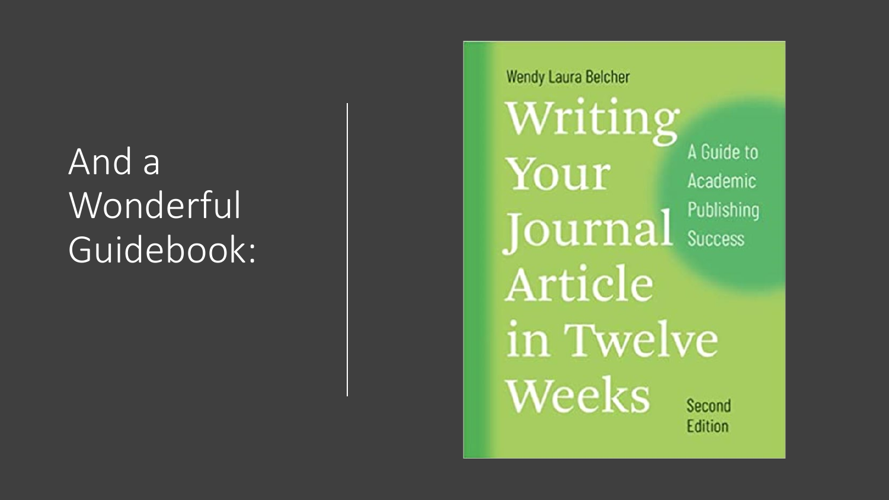# And a Wonderful Guidebook:

Wendy Laura Belcher

Writing Your Journal Article in Twelve Weeks

A Guide to Academic Publishing Success

Second Edition